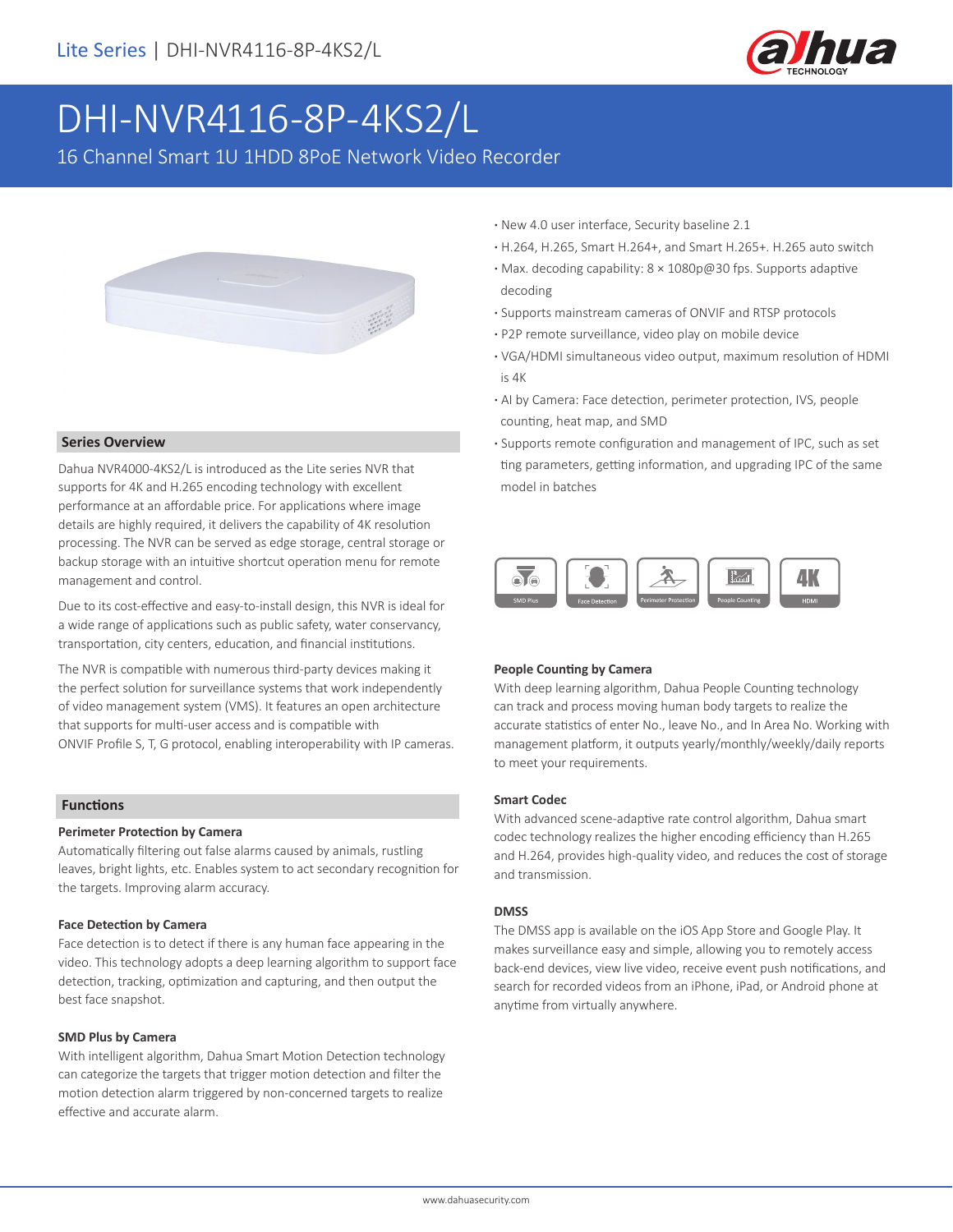Lite Series | DHI-NVR4116-8P-4KS2/L

# DHI-NVR4116-8P-4KS2/L

16 Channel Smart 1U 1HDD 8PoE Network Video Recorder

- New 4.0 user interface, Security baseline 2.1
- H.264, H.265, Smart H.264+, and Smart H.265+. H.265 auto switch
- Max. decoding capability: 8 × 1080p@30 fps. Supports adaptive decoding
- Supports mainstream cameras of ONVIF and RTSP protocols
- P2P remote surveillance, video play on mobile device
- VGA/HDMI simultaneous video output, maximum resolution of HDMI is 4K
- AI by Camera: Face detection, perimeter protection, IVS, people counting, heat map, and SMD
- Supports remote configuration and management of IPC, such as setting parameters, getting information, and upgrading IPC of the same model in batches

SMD Plus | Face Detection | Perimeter Protection | People Counting | HDMI

## Series Overview

Dahua NVR4000-4KS2/L is introduced as the Lite series NVR that supports for 4K and H.265 encoding technology with excellent performance at an affordable price. For applications where image details are highly required, it delivers the capability of 4K resolution processing. The NVR can be served as edge storage, central storage or backup storage with an intuitive shortcut operation menu for remote management and control.

Due to its cost-effective and easy-to-install design, this NVR is ideal for a wide range of applications such as public safety, water conservancy, transportation, city centers, education, and financial institutions.

The NVR is compatible with numerous third-party devices making it the perfect solution for surveillance systems that work independently of video management system (VMS). It features an open architecture that supports for multi-user access and is compatible with ONVIF Profile S, T, G protocol, enabling interoperability with IP cameras.

## Functions

### Perimeter Protection by Camera

Automatically filtering out false alarms caused by animals, rustling leaves, bright lights, etc. Enables system to act secondary recognition for the targets. Improving alarm accuracy.

### Face Detection by Camera

Face detection is to detect if there is any human face appearing in the video. This technology adopts a deep learning algorithm to support face detection, tracking, optimization and capturing, and then output the best face snapshot.

### SMD Plus by Camera

With intelligent algorithm, Dahua Smart Motion Detection technology can categorize the targets that trigger motion detection and filter the motion detection alarm triggered by non-concerned targets to realize effective and accurate alarm.

### People Counting by Camera

With deep learning algorithm, Dahua People Counting technology can track and process moving human body targets to realize the accurate statistics of enter No., leave No., and In Area No. Working with management platform, it outputs yearly/monthly/weekly/daily reports to meet your requirements.

### Smart Codec

With advanced scene-adaptive rate control algorithm, Dahua smart codec technology realizes the higher encoding efficiency than H.265 and H.264, provides high-quality video, and reduces the cost of storage and transmission.

### DMSS

The DMSS app is available on the iOS App Store and Google Play. It makes surveillance easy and simple, allowing you to remotely access back-end devices, view live video, receive event push notifications, and search for recorded videos from an iPhone, iPad, or Android phone at anytime from virtually anywhere.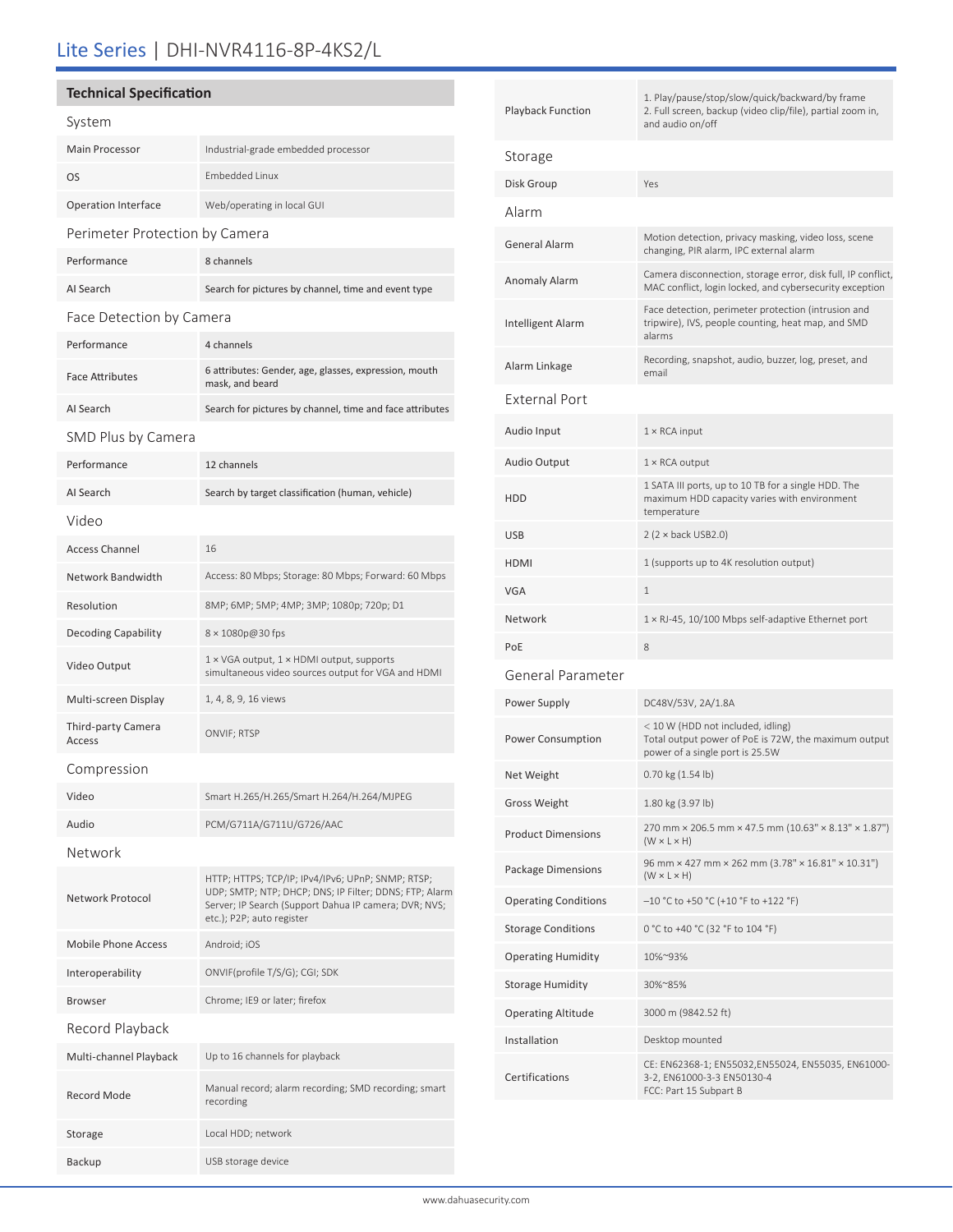# Lite Series | DHI-NVR4116-8P-4KS2/L

## Technical Specification

### System

| | |
|---|---|
| Main Processor | Industrial-grade embedded processor |
| OS | Embedded Linux |
| Operation Interface | Web/operating in local GUI |

### Perimeter Protection by Camera

| | |
|---|---|
| Performance | 8 channels |
| AI Search | Search for pictures by channel, time and event type |

### Face Detection by Camera

| | |
|---|---|
| Performance | 4 channels |
| Face Attributes | 6 attributes: Gender, age, glasses, expression, mouth mask, and beard |
| AI Search | Search for pictures by channel, time and face attributes |

### SMD Plus by Camera

| | |
|---|---|
| Performance | 12 channels |
| AI Search | Search by target classification (human, vehicle) |

### Video

| | |
|---|---|
| Access Channel | 16 |
| Network Bandwidth | Access: 80 Mbps; Storage: 80 Mbps; Forward: 60 Mbps |
| Resolution | 8MP; 6MP; 5MP; 4MP; 3MP; 1080p; 720p; D1 |
| Decoding Capability | 8 × 1080p@30 fps |
| Video Output | 1 × VGA output, 1 × HDMI output, supports simultaneous video sources output for VGA and HDMI |
| Multi-screen Display | 1, 4, 8, 9, 16 views |
| Third-party Camera Access | ONVIF; RTSP |

### Compression

| | |
|---|---|
| Video | Smart H.265/H.265/Smart H.264/H.264/MJPEG |
| Audio | PCM/G711A/G711U/G726/AAC |

### Network

| | |
|---|---|
| Network Protocol | HTTP; HTTPS; TCP/IP; IPv4/IPv6; UPnP; SNMP; RTSP; UDP; SMTP; NTP; DHCP; DNS; IP Filter; DDNS; FTP; Alarm Server; IP Search (Support Dahua IP camera; DVR; NVS; etc.); P2P; auto register |
| Mobile Phone Access | Android; iOS |
| Interoperability | ONVIF(profile T/S/G); CGI; SDK |
| Browser | Chrome; IE9 or later; firefox |

### Record Playback

| | |
|---|---|
| Multi-channel Playback | Up to 16 channels for playback |
| Record Mode | Manual record; alarm recording; SMD recording; smart recording |
| Storage | Local HDD; network |
| Backup | USB storage device |
| Playback Function | 1. Play/pause/stop/slow/quick/backward/by frame<br>2. Full screen, backup (video clip/file), partial zoom in, and audio on/off |

### Storage

| | |
|---|---|
| Disk Group | Yes |

### Alarm

| | |
|---|---|
| General Alarm | Motion detection, privacy masking, video loss, scene changing, PIR alarm, IPC external alarm |
| Anomaly Alarm | Camera disconnection, storage error, disk full, IP conflict, MAC conflict, login locked, and cybersecurity exception |
| Intelligent Alarm | Face detection, perimeter protection (intrusion and tripwire), IVS, people counting, heat map, and SMD alarms |
| Alarm Linkage | Recording, snapshot, audio, buzzer, log, preset, and email |

### External Port

| | |
|---|---|
| Audio Input | 1 × RCA input |
| Audio Output | 1 × RCA output |
| HDD | 1 SATA III ports, up to 10 TB for a single HDD. The maximum HDD capacity varies with environment temperature |
| USB | 2 (2 × back USB2.0) |
| HDMI | 1 (supports up to 4K resolution output) |
| VGA | 1 |
| Network | 1 × RJ-45, 10/100 Mbps self-adaptive Ethernet port |
| PoE | 8 |

### General Parameter

| | |
|---|---|
| Power Supply | DC48V/53V, 2A/1.8A |
| Power Consumption | < 10 W (HDD not included, idling)<br>Total output power of PoE is 72W, the maximum output power of a single port is 25.5W |
| Net Weight | 0.70 kg (1.54 lb) |
| Gross Weight | 1.80 kg (3.97 lb) |
| Product Dimensions | 270 mm × 206.5 mm × 47.5 mm (10.63" × 8.13" × 1.87") (W × L × H) |
| Package Dimensions | 96 mm × 427 mm × 262 mm (3.78" × 16.81" × 10.31") (W × L × H) |
| Operating Conditions | –10 °C to +50 °C (+10 °F to +122 °F) |
| Storage Conditions | 0 °C to +40 °C (32 °F to 104 °F) |
| Operating Humidity | 10%~93% |
| Storage Humidity | 30%~85% |
| Operating Altitude | 3000 m (9842.52 ft) |
| Installation | Desktop mounted |
| Certifications | CE: EN62368-1; EN55032,EN55024, EN55035, EN61000-3-2, EN61000-3-3 EN50130-4<br>FCC: Part 15 Subpart B |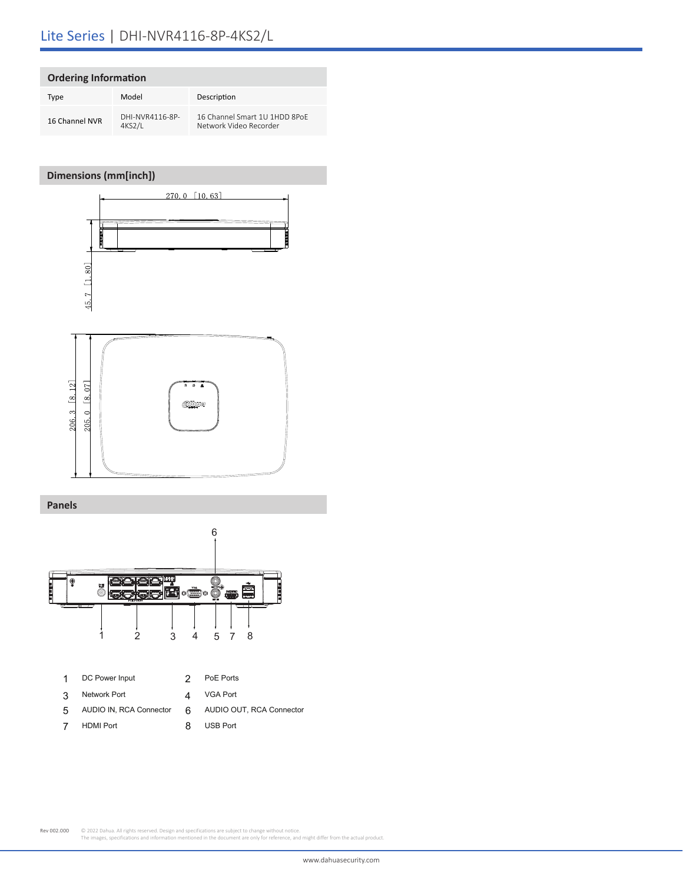## Ordering Information

| Type | Model | Description |
|---|---|---|
| 16 Channel NVR | DHI-NVR4116-8P-4KS2/L | 16 Channel Smart 1U 1HDD 8PoE Network Video Recorder |

## Dimensions (mm[inch])

270.0 [10.63]

45.7 [1.80]

206.3 [8.12]

205.0 [8.07]

## Panels

| | | | |
|---|---|---|---|
| 1 | DC Power Input | 2 | PoE Ports |
| 3 | Network Port | 4 | VGA Port |
| 5 | AUDIO IN, RCA Connector | 6 | AUDIO OUT, RCA Connector |
| 7 | HDMI Port | 8 | USB Port |

Rev 002.000

© 2022 Dahua. All rights reserved. Design and specifications are subject to change without notice.
The images, specifications and information mentioned in the document are only for reference, and might differ from the actual product.

www.dahuasecurity.com